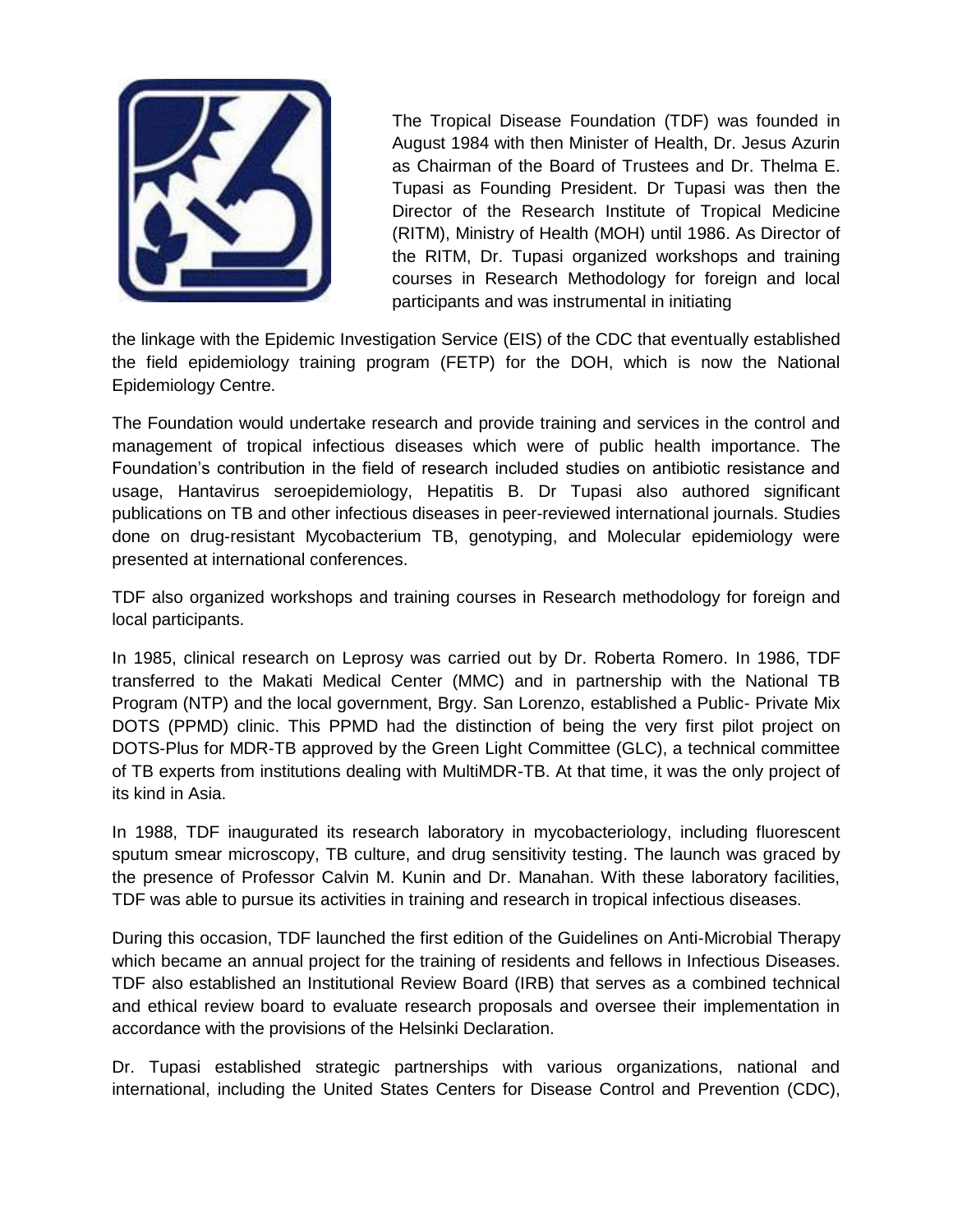The Tropical Disease Foundation (TDF) was founded in August 1984 with then Minister of Health, Dr. Jesus Azurin as Chairman of the Board of Trustees and Dr. Thelma E. Tupasi as Founding President. Dr Tupasi was then the Director of the Research Institute of Tropical Medicine (RITM), Ministry of Health (MOH) until 1986. As Director of the RITM, Dr. Tupasi organized workshops and training courses in Research Methodology for foreign and local participants and was instrumental in initiating the linkage with the Epidemic Investigation Service (EIS) of the CDC that eventually established the field epidemiology training program (FETP) for the DOH, which is now the National Epidemiology Centre.

The Foundation would undertake research and provide training and services in the control and management of tropical infectious diseases which were of public health importance. The Foundation's contribution in the field of research included studies on antibiotic resistance and usage, Hantavirus seroepidemiology, Hepatitis B. Dr Tupasi also authored significant publications on TB and other infectious diseases in peer-reviewed international journals. Studies done on drug-resistant Mycobacterium TB, genotyping, and Molecular epidemiology were presented at international conferences.

TDF also organized workshops and training courses in Research methodology for foreign and local participants.

In 1985, clinical research on Leprosy was carried out by Dr. Roberta Romero. In 1986, TDF transferred to the Makati Medical Center (MMC) and in partnership with the National TB Program (NTP) and the local government, Brgy. San Lorenzo, established a Public- Private Mix DOTS (PPMD) clinic. This PPMD had the distinction of being the very first pilot project on DOTS-Plus for MDR-TB approved by the Green Light Committee (GLC), a technical committee of TB experts from institutions dealing with MultiMDR-TB. At that time, it was the only project of its kind in Asia.

In 1988, TDF inaugurated its research laboratory in mycobacteriology, including fluorescent sputum smear microscopy, TB culture, and drug sensitivity testing. The launch was graced by the presence of Professor Calvin M. Kunin and Dr. Manahan. With these laboratory facilities, TDF was able to pursue its activities in training and research in tropical infectious diseases.

During this occasion, TDF launched the first edition of the Guidelines on Anti-Microbial Therapy which became an annual project for the training of residents and fellows in Infectious Diseases. TDF also established an Institutional Review Board (IRB) that serves as a combined technical and ethical review board to evaluate research proposals and oversee their implementation in accordance with the provisions of the Helsinki Declaration.

Dr. Tupasi established strategic partnerships with various organizations, national and international, including the United States Centers for Disease Control and Prevention (CDC),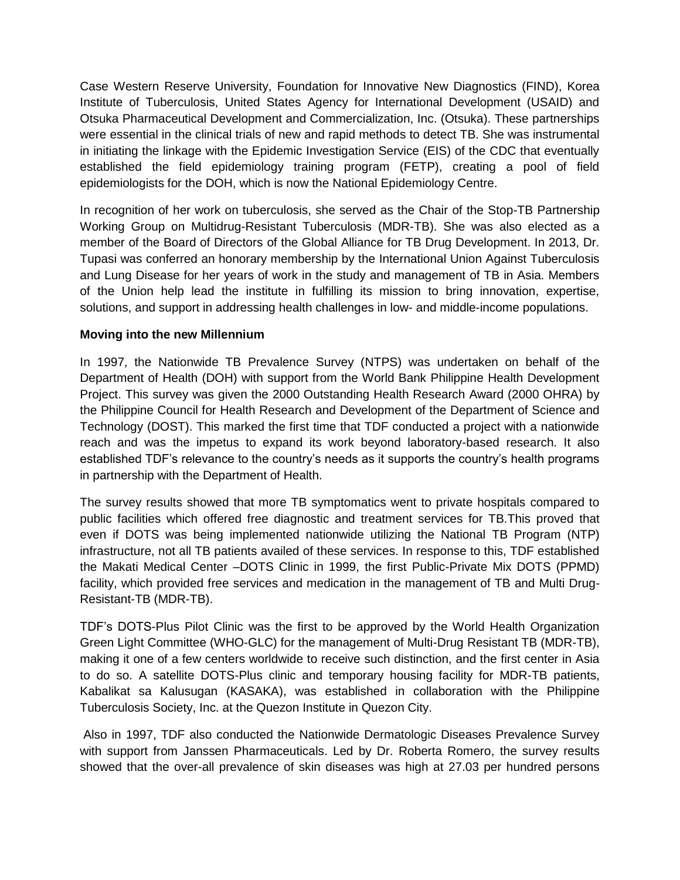Case Western Reserve University, Foundation for Innovative New Diagnostics (FIND), Korea Institute of Tuberculosis, United States Agency for International Development (USAID) and Otsuka Pharmaceutical Development and Commercialization, Inc. (Otsuka). These partnerships were essential in the clinical trials of new and rapid methods to detect TB. She was instrumental in initiating the linkage with the Epidemic Investigation Service (EIS) of the CDC that eventually established the field epidemiology training program (FETP), creating a pool of field epidemiologists for the DOH, which is now the National Epidemiology Centre.

In recognition of her work on tuberculosis, she served as the Chair of the Stop-TB Partnership Working Group on Multidrug-Resistant Tuberculosis (MDR-TB). She was also elected as a member of the Board of Directors of the Global Alliance for TB Drug Development. In 2013, Dr. Tupasi was conferred an honorary membership by the International Union Against Tuberculosis and Lung Disease for her years of work in the study and management of TB in Asia. Members of the Union help lead the institute in fulfilling its mission to bring innovation, expertise, solutions, and support in addressing health challenges in low- and middle-income populations.

**Moving into the new Millennium**

In 1997, the Nationwide TB Prevalence Survey (NTPS) was undertaken on behalf of the Department of Health (DOH) with support from the World Bank Philippine Health Development Project. This survey was given the 2000 Outstanding Health Research Award (2000 OHRA) by the Philippine Council for Health Research and Development of the Department of Science and Technology (DOST). This marked the first time that TDF conducted a project with a nationwide reach and was the impetus to expand its work beyond laboratory-based research. It also established TDF's relevance to the country's needs as it supports the country's health programs in partnership with the Department of Health.

The survey results showed that more TB symptomatics went to private hospitals compared to public facilities which offered free diagnostic and treatment services for TB.This proved that even if DOTS was being implemented nationwide utilizing the National TB Program (NTP) infrastructure, not all TB patients availed of these services. In response to this, TDF established the Makati Medical Center –DOTS Clinic in 1999, the first Public-Private Mix DOTS (PPMD) facility, which provided free services and medication in the management of TB and Multi Drug-Resistant-TB (MDR-TB).

TDF's DOTS-Plus Pilot Clinic was the first to be approved by the World Health Organization Green Light Committee (WHO-GLC) for the management of Multi-Drug Resistant TB (MDR-TB), making it one of a few centers worldwide to receive such distinction, and the first center in Asia to do so. A satellite DOTS-Plus clinic and temporary housing facility for MDR-TB patients, Kabalikat sa Kalusugan (KASAKA), was established in collaboration with the Philippine Tuberculosis Society, Inc. at the Quezon Institute in Quezon City.

Also in 1997, TDF also conducted the Nationwide Dermatologic Diseases Prevalence Survey with support from Janssen Pharmaceuticals. Led by Dr. Roberta Romero, the survey results showed that the over-all prevalence of skin diseases was high at 27.03 per hundred persons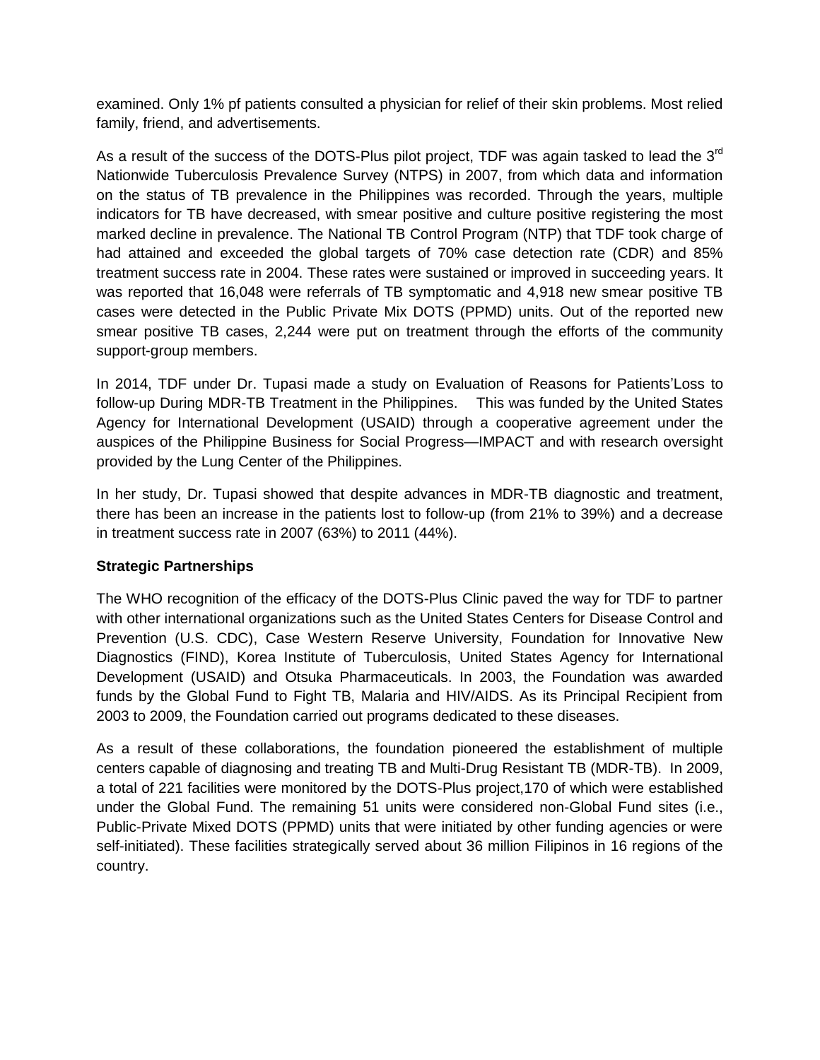examined. Only 1% pf patients consulted a physician for relief of their skin problems. Most relied family, friend, and advertisements.

As a result of the success of the DOTS-Plus pilot project, TDF was again tasked to lead the 3rd Nationwide Tuberculosis Prevalence Survey (NTPS) in 2007, from which data and information on the status of TB prevalence in the Philippines was recorded. Through the years, multiple indicators for TB have decreased, with smear positive and culture positive registering the most marked decline in prevalence. The National TB Control Program (NTP) that TDF took charge of had attained and exceeded the global targets of 70% case detection rate (CDR) and 85% treatment success rate in 2004. These rates were sustained or improved in succeeding years. It was reported that 16,048 were referrals of TB symptomatic and 4,918 new smear positive TB cases were detected in the Public Private Mix DOTS (PPMD) units. Out of the reported new smear positive TB cases, 2,244 were put on treatment through the efforts of the community support-group members.

In 2014, TDF under Dr. Tupasi made a study on Evaluation of Reasons for Patients'Loss to follow-up During MDR-TB Treatment in the Philippines. This was funded by the United States Agency for International Development (USAID) through a cooperative agreement under the auspices of the Philippine Business for Social Progress—IMPACT and with research oversight provided by the Lung Center of the Philippines.

In her study, Dr. Tupasi showed that despite advances in MDR-TB diagnostic and treatment, there has been an increase in the patients lost to follow-up (from 21% to 39%) and a decrease in treatment success rate in 2007 (63%) to 2011 (44%).

**Strategic Partnerships**

The WHO recognition of the efficacy of the DOTS-Plus Clinic paved the way for TDF to partner with other international organizations such as the United States Centers for Disease Control and Prevention (U.S. CDC), Case Western Reserve University, Foundation for Innovative New Diagnostics (FIND), Korea Institute of Tuberculosis, United States Agency for International Development (USAID) and Otsuka Pharmaceuticals. In 2003, the Foundation was awarded funds by the Global Fund to Fight TB, Malaria and HIV/AIDS. As its Principal Recipient from 2003 to 2009, the Foundation carried out programs dedicated to these diseases.

As a result of these collaborations, the foundation pioneered the establishment of multiple centers capable of diagnosing and treating TB and Multi-Drug Resistant TB (MDR-TB). In 2009, a total of 221 facilities were monitored by the DOTS-Plus project,170 of which were established under the Global Fund. The remaining 51 units were considered non-Global Fund sites (i.e., Public-Private Mixed DOTS (PPMD) units that were initiated by other funding agencies or were self-initiated). These facilities strategically served about 36 million Filipinos in 16 regions of the country.